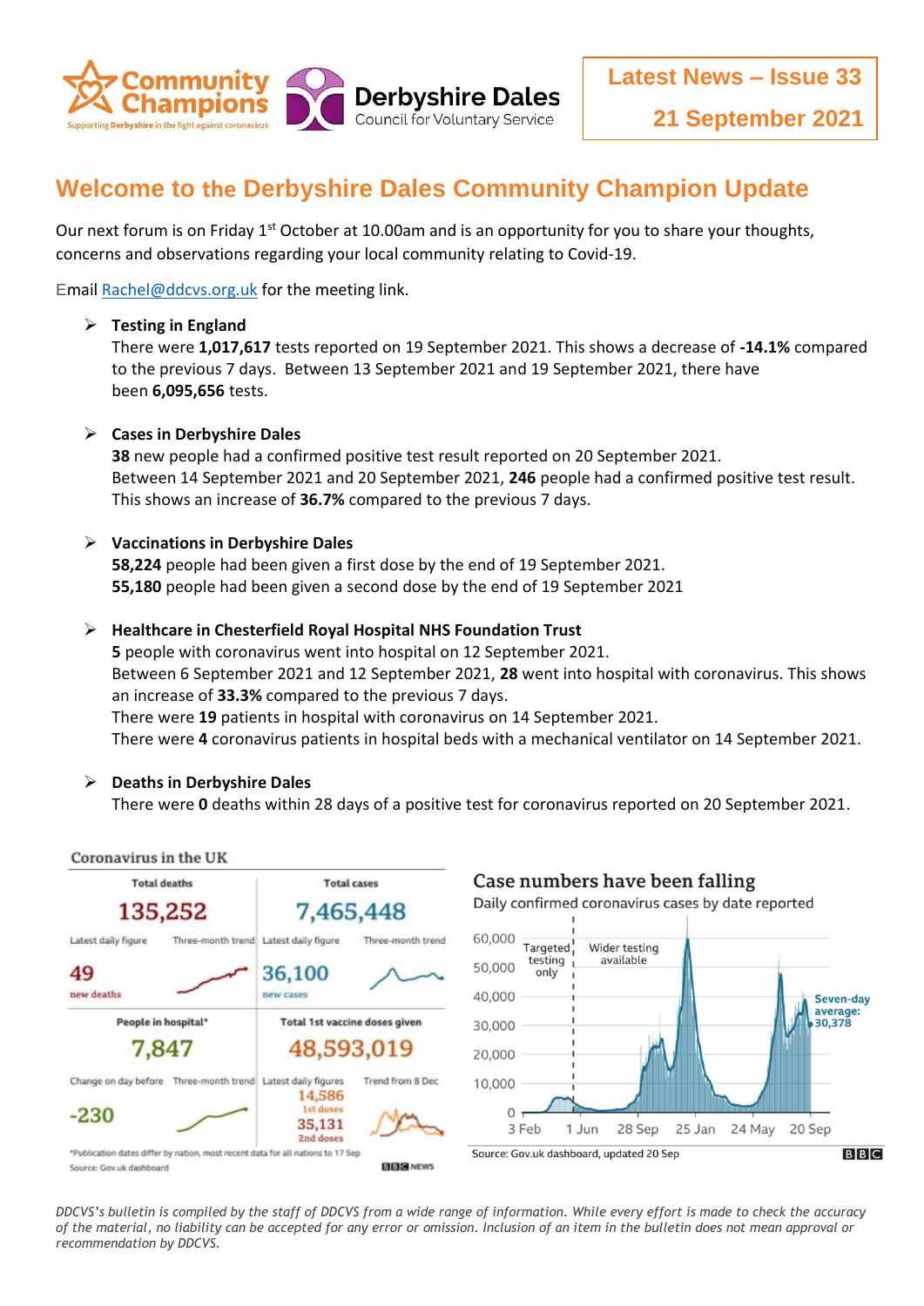Latest News – Issue 33

21 September 2021

# Welcome to the Derbyshire Dales Community Champion Update

Our next forum is on Friday 1st October at 10.00am and is an opportunity for you to share your thoughts, concerns and observations regarding your local community relating to Covid-19.

Email Rachel@ddcvs.org.uk for the meeting link.

- **Testing in England**
  There were **1,017,617** tests reported on 19 September 2021. This shows a decrease of **-14.1%** compared to the previous 7 days. Between 13 September 2021 and 19 September 2021, there have been **6,095,656** tests.

- **Cases in Derbyshire Dales**
  **38** new people had a confirmed positive test result reported on 20 September 2021.
  Between 14 September 2021 and 20 September 2021, **246** people had a confirmed positive test result. This shows an increase of **36.7%** compared to the previous 7 days.

- **Vaccinations in Derbyshire Dales**
  **58,224** people had been given a first dose by the end of 19 September 2021.
  **55,180** people had been given a second dose by the end of 19 September 2021

- **Healthcare in Chesterfield Royal Hospital NHS Foundation Trust**
  **5** people with coronavirus went into hospital on 12 September 2021.
  Between 6 September 2021 and 12 September 2021, **28** went into hospital with coronavirus. This shows an increase of **33.3%** compared to the previous 7 days.
  There were **19** patients in hospital with coronavirus on 14 September 2021.
  There were **4** coronavirus patients in hospital beds with a mechanical ventilator on 14 September 2021.

- **Deaths in Derbyshire Dales**
  There were **0** deaths within 28 days of a positive test for coronavirus reported on 20 September 2021.

**Coronavirus in the UK**

| Total deaths | Total cases |
|---|---|
| 135,252 | 7,465,448 |
| Latest daily figure: 49 new deaths | Latest daily figure: 36,100 new cases |

| People in hospital* | Total 1st vaccine doses given |
|---|---|
| 7,847 | 48,593,019 |
| Change on day before: -230 | Latest daily figures: 14,586 1st doses; 35,131 2nd doses |

*Publication dates differ by nation, most recent data for all nations to 17 Sep

Source: Gov.uk dashboard

**Case numbers have been falling**

Daily confirmed coronavirus cases by date reported

Targeted testing only | Wider testing available

Seven-day average: 30,378

Source: Gov.uk dashboard, updated 20 Sep

*DDCVS's bulletin is compiled by the staff of DDCVS from a wide range of information. While every effort is made to check the accuracy of the material, no liability can be accepted for any error or omission. Inclusion of an item in the bulletin does not mean approval or recommendation by DDCVS.*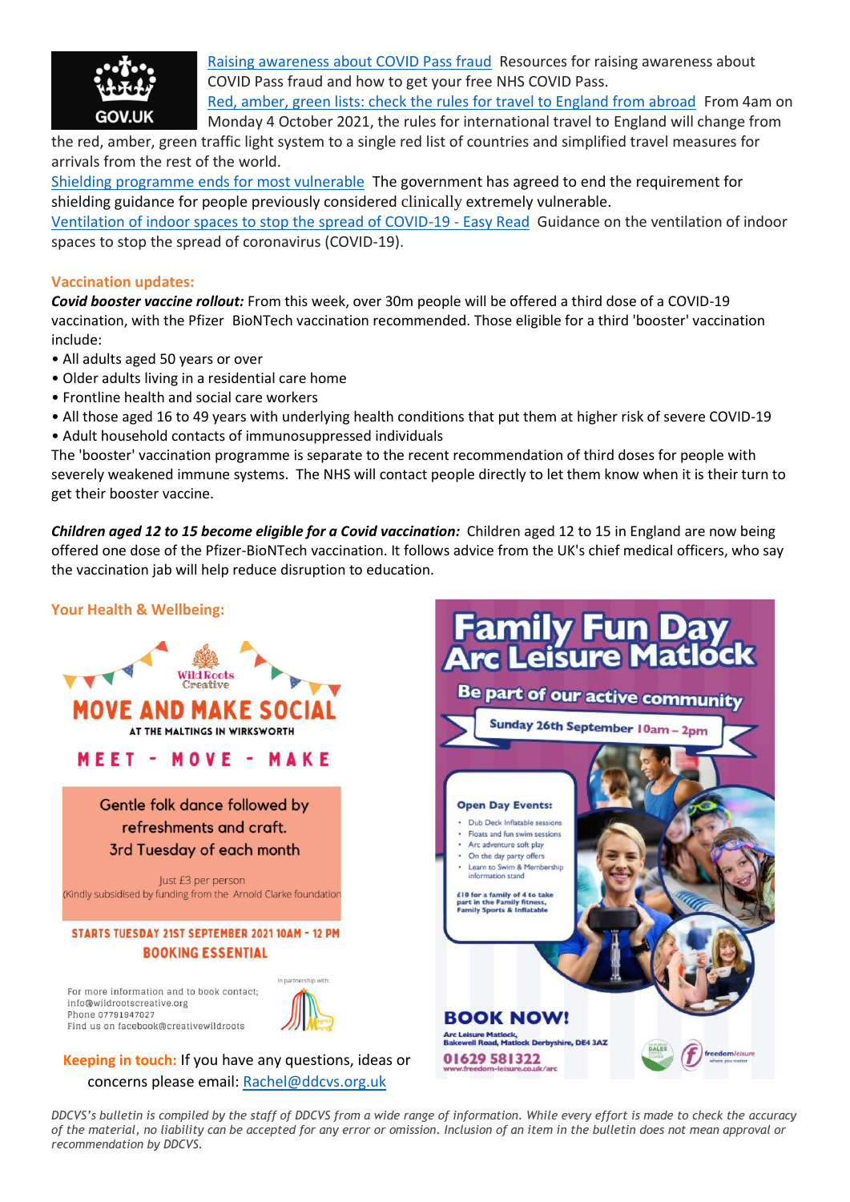GOV.UK

Raising awareness about COVID Pass fraud Resources for raising awareness about COVID Pass fraud and how to get your free NHS COVID Pass.

Red, amber, green lists: check the rules for travel to England from abroad From 4am on Monday 4 October 2021, the rules for international travel to England will change from the red, amber, green traffic light system to a single red list of countries and simplified travel measures for arrivals from the rest of the world.

Shielding programme ends for most vulnerable The government has agreed to end the requirement for shielding guidance for people previously considered clinically extremely vulnerable.

Ventilation of indoor spaces to stop the spread of COVID-19 - Easy Read Guidance on the ventilation of indoor spaces to stop the spread of coronavirus (COVID-19).

## Vaccination updates:

***Covid booster vaccine rollout:*** From this week, over 30m people will be offered a third dose of a COVID-19 vaccination, with the Pfizer BioNTech vaccination recommended. Those eligible for a third 'booster' vaccination include:

- All adults aged 50 years or over
- Older adults living in a residential care home
- Frontline health and social care workers
- All those aged 16 to 49 years with underlying health conditions that put them at higher risk of severe COVID-19
- Adult household contacts of immunosuppressed individuals

The 'booster' vaccination programme is separate to the recent recommendation of third doses for people with severely weakened immune systems. The NHS will contact people directly to let them know when it is their turn to get their booster vaccine.

***Children aged 12 to 15 become eligible for a Covid vaccination:*** Children aged 12 to 15 in England are now being offered one dose of the Pfizer-BioNTech vaccination. It follows advice from the UK's chief medical officers, who say the vaccination jab will help reduce disruption to education.

## Your Health & Wellbeing:

Wild Roots Creative

**MOVE AND MAKE SOCIAL**

AT THE MALTINGS IN WIRKSWORTH

**MEET - MOVE - MAKE**

Gentle folk dance followed by refreshments and craft.
3rd Tuesday of each month

Just £3 per person
(Kindly subsidised by funding from the Arnold Clarke foundation)

**STARTS TUESDAY 21ST SEPTEMBER 2021 10AM - 12 PM**

**BOOKING ESSENTIAL**

For more information and to book contact;
info@wildrootscreative.org
Phone 07791947027
Find us on facebook@creativewildroots

In partnership with:

**Family Fun Day Arc Leisure Matlock**

**Be part of our active community**

**Sunday 26th September 10am – 2pm**

Open Day Events:

- Dub Deck Inflatable sessions
- Floats and fun swim sessions
- Arc adventure soft play
- On the day party offers
- Learn to Swim & Membership information stand

£10 for a family of 4 to take part in the Family fitness, Family Sports & Inflatable

**BOOK NOW!**

Arc Leisure Matlock,
Bakewell Road, Matlock Derbyshire, DE4 3AZ
01629 581322
www.freedom-leisure.co.uk/arc

freedomleisure

**Keeping in touch:** If you have any questions, ideas or concerns please email: Rachel@ddcvs.org.uk

*DDCVS's bulletin is compiled by the staff of DDCVS from a wide range of information. While every effort is made to check the accuracy of the material, no liability can be accepted for any error or omission. Inclusion of an item in the bulletin does not mean approval or recommendation by DDCVS.*